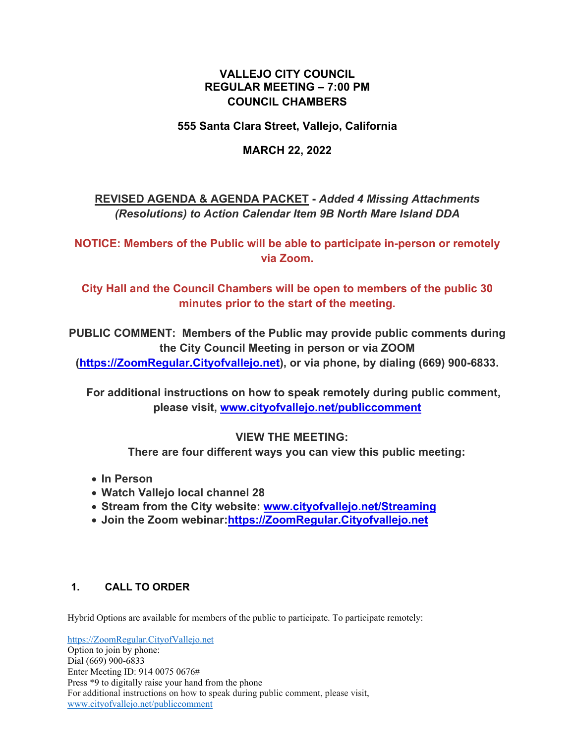# VALLEJO CITY COUNCIL
## REGULAR MEETING – 7:00 PM
## COUNCIL CHAMBERS

**555 Santa Clara Street, Vallejo, California**

**MARCH 22, 2022**

**REVISED AGENDA & AGENDA PACKET** - ***Added 4 Missing Attachments (Resolutions) to Action Calendar Item 9B North Mare Island DDA***

**NOTICE: Members of the Public will be able to participate in-person or remotely via Zoom.**

**City Hall and the Council Chambers will be open to members of the public 30 minutes prior to the start of the meeting.**

**PUBLIC COMMENT: Members of the Public may provide public comments during the City Council Meeting in person or via ZOOM ([https://ZoomRegular.Cityofvallejo.net](https://ZoomRegular.Cityofvallejo.net)), or via phone, by dialing (669) 900-6833.**

**For additional instructions on how to speak remotely during public comment, please visit, [www.cityofvallejo.net/publiccomment](http://www.cityofvallejo.net/publiccomment)**

**VIEW THE MEETING:**
**There are four different ways you can view this public meeting:**

- **In Person**
- **Watch Vallejo local channel 28**
- **Stream from the City website: [www.cityofvallejo.net/Streaming](http://www.cityofvallejo.net/Streaming)**
- **Join the Zoom webinar:[https://ZoomRegular.Cityofvallejo.net](https://ZoomRegular.Cityofvallejo.net)**

### 1. CALL TO ORDER

Hybrid Options are available for members of the public to participate. To participate remotely:

[https://ZoomRegular.CityofVallejo.net](https://ZoomRegular.CityofVallejo.net)
Option to join by phone:
Dial (669) 900-6833
Enter Meeting ID: 914 0075 0676#
Press *9 to digitally raise your hand from the phone
For additional instructions on how to speak during public comment, please visit,
[www.cityofvallejo.net/publiccomment](http://www.cityofvallejo.net/publiccomment)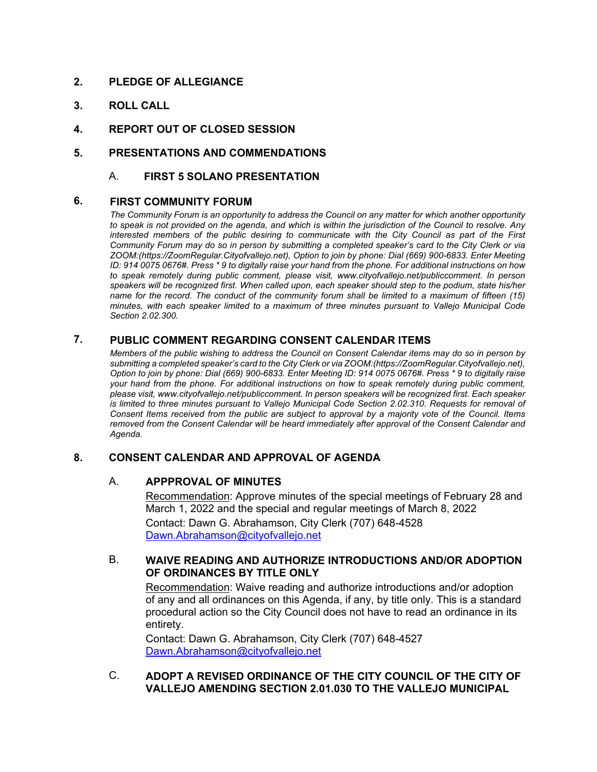## 2. PLEDGE OF ALLEGIANCE

## 3. ROLL CALL

## 4. REPORT OUT OF CLOSED SESSION

## 5. PRESENTATIONS AND COMMENDATIONS

### A. FIRST 5 SOLANO PRESENTATION

## 6. FIRST COMMUNITY FORUM

*The Community Forum is an opportunity to address the Council on any matter for which another opportunity to speak is not provided on the agenda, and which is within the jurisdiction of the Council to resolve. Any interested members of the public desiring to communicate with the City Council as part of the First Community Forum may do so in person by submitting a completed speaker's card to the City Clerk or via ZOOM:(https://ZoomRegular.Cityofvallejo.net), Option to join by phone: Dial (669) 900-6833. Enter Meeting ID: 914 0075 0676#. Press * 9 to digitally raise your hand from the phone. For additional instructions on how to speak remotely during public comment, please visit, www.cityofvallejo.net/publiccomment. In person speakers will be recognized first. When called upon, each speaker should step to the podium, state his/her name for the record. The conduct of the community forum shall be limited to a maximum of fifteen (15) minutes, with each speaker limited to a maximum of three minutes pursuant to Vallejo Municipal Code Section 2.02.300.*

## 7. PUBLIC COMMENT REGARDING CONSENT CALENDAR ITEMS

*Members of the public wishing to address the Council on Consent Calendar items may do so in person by submitting a completed speaker's card to the City Clerk or via ZOOM:(https://ZoomRegular.Cityofvallejo.net), Option to join by phone: Dial (669) 900-6833. Enter Meeting ID: 914 0075 0676#. Press * 9 to digitally raise your hand from the phone. For additional instructions on how to speak remotely during public comment, please visit, www.cityofvallejo.net/publiccomment. In person speakers will be recognized first. Each speaker is limited to three minutes pursuant to Vallejo Municipal Code Section 2.02.310. Requests for removal of Consent Items received from the public are subject to approval by a majority vote of the Council. Items removed from the Consent Calendar will be heard immediately after approval of the Consent Calendar and Agenda.*

## 8. CONSENT CALENDAR AND APPROVAL OF AGENDA

### A. APPPROVAL OF MINUTES

Recommendation: Approve minutes of the special meetings of February 28 and March 1, 2022 and the special and regular meetings of March 8, 2022

Contact: Dawn G. Abrahamson, City Clerk (707) 648-4528
Dawn.Abrahamson@cityofvallejo.net

### B. WAIVE READING AND AUTHORIZE INTRODUCTIONS AND/OR ADOPTION OF ORDINANCES BY TITLE ONLY

Recommendation: Waive reading and authorize introductions and/or adoption of any and all ordinances on this Agenda, if any, by title only. This is a standard procedural action so the City Council does not have to read an ordinance in its entirety.

Contact: Dawn G. Abrahamson, City Clerk (707) 648-4527
Dawn.Abrahamson@cityofvallejo.net

### C. ADOPT A REVISED ORDINANCE OF THE CITY COUNCIL OF THE CITY OF VALLEJO AMENDING SECTION 2.01.030 TO THE VALLEJO MUNICIPAL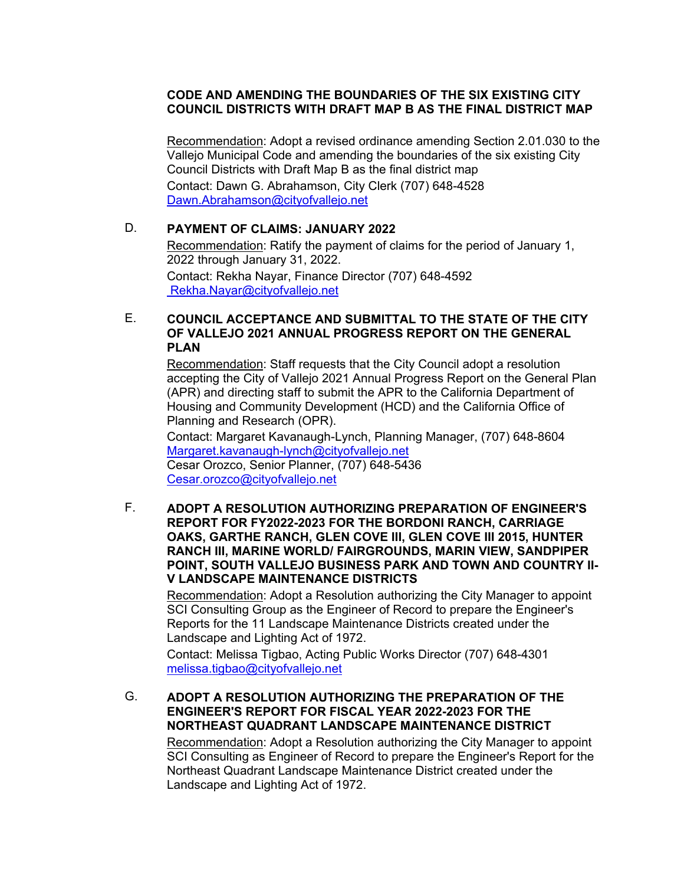**CODE AND AMENDING THE BOUNDARIES OF THE SIX EXISTING CITY COUNCIL DISTRICTS WITH DRAFT MAP B AS THE FINAL DISTRICT MAP**

Recommendation: Adopt a revised ordinance amending Section 2.01.030 to the Vallejo Municipal Code and amending the boundaries of the six existing City Council Districts with Draft Map B as the final district map

Contact: Dawn G. Abrahamson, City Clerk (707) 648-4528
Dawn.Abrahamson@cityofvallejo.net

D. **PAYMENT OF CLAIMS: JANUARY 2022**

Recommendation: Ratify the payment of claims for the period of January 1, 2022 through January 31, 2022.

Contact: Rekha Nayar, Finance Director (707) 648-4592
Rekha.Nayar@cityofvallejo.net

E. **COUNCIL ACCEPTANCE AND SUBMITTAL TO THE STATE OF THE CITY OF VALLEJO 2021 ANNUAL PROGRESS REPORT ON THE GENERAL PLAN**

Recommendation: Staff requests that the City Council adopt a resolution accepting the City of Vallejo 2021 Annual Progress Report on the General Plan (APR) and directing staff to submit the APR to the California Department of Housing and Community Development (HCD) and the California Office of Planning and Research (OPR).

Contact: Margaret Kavanaugh-Lynch, Planning Manager, (707) 648-8604
Margaret.kavanaugh-lynch@cityofvallejo.net
Cesar Orozco, Senior Planner, (707) 648-5436
Cesar.orozco@cityofvallejo.net

F. **ADOPT A RESOLUTION AUTHORIZING PREPARATION OF ENGINEER'S REPORT FOR FY2022-2023 FOR THE BORDONI RANCH, CARRIAGE OAKS, GARTHE RANCH, GLEN COVE III, GLEN COVE III 2015, HUNTER RANCH III, MARINE WORLD/ FAIRGROUNDS, MARIN VIEW, SANDPIPER POINT, SOUTH VALLEJO BUSINESS PARK AND TOWN AND COUNTRY II-V LANDSCAPE MAINTENANCE DISTRICTS**

Recommendation: Adopt a Resolution authorizing the City Manager to appoint SCI Consulting Group as the Engineer of Record to prepare the Engineer's Reports for the 11 Landscape Maintenance Districts created under the Landscape and Lighting Act of 1972.

Contact: Melissa Tigbao, Acting Public Works Director (707) 648-4301
melissa.tigbao@cityofvallejo.net

G. **ADOPT A RESOLUTION AUTHORIZING THE PREPARATION OF THE ENGINEER'S REPORT FOR FISCAL YEAR 2022-2023 FOR THE NORTHEAST QUADRANT LANDSCAPE MAINTENANCE DISTRICT**

Recommendation: Adopt a Resolution authorizing the City Manager to appoint SCI Consulting as Engineer of Record to prepare the Engineer's Report for the Northeast Quadrant Landscape Maintenance District created under the Landscape and Lighting Act of 1972.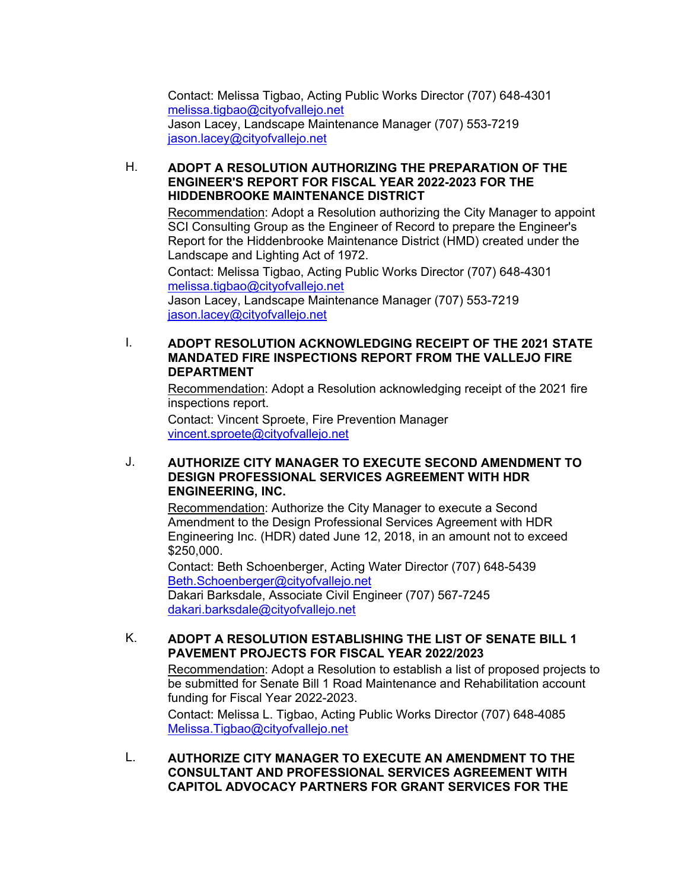Contact: Melissa Tigbao, Acting Public Works Director (707) 648-4301
melissa.tigbao@cityofvallejo.net
Jason Lacey, Landscape Maintenance Manager (707) 553-7219
jason.lacey@cityofvallejo.net

H. **ADOPT A RESOLUTION AUTHORIZING THE PREPARATION OF THE ENGINEER'S REPORT FOR FISCAL YEAR 2022-2023 FOR THE HIDDENBROOKE MAINTENANCE DISTRICT**

Recommendation: Adopt a Resolution authorizing the City Manager to appoint SCI Consulting Group as the Engineer of Record to prepare the Engineer's Report for the Hiddenbrooke Maintenance District (HMD) created under the Landscape and Lighting Act of 1972.

Contact: Melissa Tigbao, Acting Public Works Director (707) 648-4301
melissa.tigbao@cityofvallejo.net
Jason Lacey, Landscape Maintenance Manager (707) 553-7219
jason.lacey@cityofvallejo.net

I. **ADOPT RESOLUTION ACKNOWLEDGING RECEIPT OF THE 2021 STATE MANDATED FIRE INSPECTIONS REPORT FROM THE VALLEJO FIRE DEPARTMENT**

Recommendation: Adopt a Resolution acknowledging receipt of the 2021 fire inspections report.

Contact: Vincent Sproete, Fire Prevention Manager
vincent.sproete@cityofvallejo.net

J. **AUTHORIZE CITY MANAGER TO EXECUTE SECOND AMENDMENT TO DESIGN PROFESSIONAL SERVICES AGREEMENT WITH HDR ENGINEERING, INC.**

Recommendation: Authorize the City Manager to execute a Second Amendment to the Design Professional Services Agreement with HDR Engineering Inc. (HDR) dated June 12, 2018, in an amount not to exceed $250,000.

Contact: Beth Schoenberger, Acting Water Director (707) 648-5439
Beth.Schoenberger@cityofvallejo.net
Dakari Barksdale, Associate Civil Engineer (707) 567-7245
dakari.barksdale@cityofvallejo.net

K. **ADOPT A RESOLUTION ESTABLISHING THE LIST OF SENATE BILL 1 PAVEMENT PROJECTS FOR FISCAL YEAR 2022/2023**

Recommendation: Adopt a Resolution to establish a list of proposed projects to be submitted for Senate Bill 1 Road Maintenance and Rehabilitation account funding for Fiscal Year 2022-2023.

Contact: Melissa L. Tigbao, Acting Public Works Director (707) 648-4085
Melissa.Tigbao@cityofvallejo.net

L. **AUTHORIZE CITY MANAGER TO EXECUTE AN AMENDMENT TO THE CONSULTANT AND PROFESSIONAL SERVICES AGREEMENT WITH CAPITOL ADVOCACY PARTNERS FOR GRANT SERVICES FOR THE**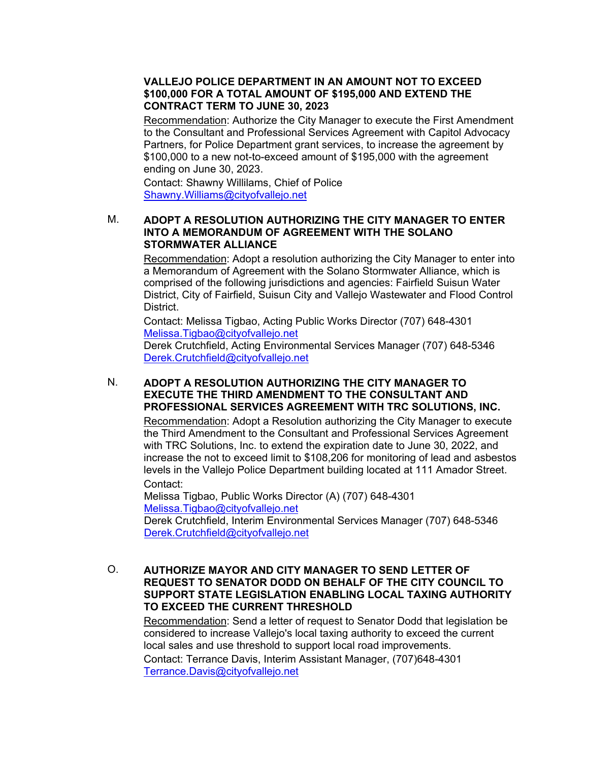**VALLEJO POLICE DEPARTMENT IN AN AMOUNT NOT TO EXCEED $100,000 FOR A TOTAL AMOUNT OF $195,000 AND EXTEND THE CONTRACT TERM TO JUNE 30, 2023**

Recommendation: Authorize the City Manager to execute the First Amendment to the Consultant and Professional Services Agreement with Capitol Advocacy Partners, for Police Department grant services, to increase the agreement by $100,000 to a new not-to-exceed amount of $195,000 with the agreement ending on June 30, 2023.

Contact: Shawny Willilams, Chief of Police
Shawny.Williams@cityofvallejo.net

M. **ADOPT A RESOLUTION AUTHORIZING THE CITY MANAGER TO ENTER INTO A MEMORANDUM OF AGREEMENT WITH THE SOLANO STORMWATER ALLIANCE**

Recommendation: Adopt a resolution authorizing the City Manager to enter into a Memorandum of Agreement with the Solano Stormwater Alliance, which is comprised of the following jurisdictions and agencies: Fairfield Suisun Water District, City of Fairfield, Suisun City and Vallejo Wastewater and Flood Control District.

Contact: Melissa Tigbao, Acting Public Works Director (707) 648-4301
Melissa.Tigbao@cityofvallejo.net
Derek Crutchfield, Acting Environmental Services Manager (707) 648-5346
Derek.Crutchfield@cityofvallejo.net

N. **ADOPT A RESOLUTION AUTHORIZING THE CITY MANAGER TO EXECUTE THE THIRD AMENDMENT TO THE CONSULTANT AND PROFESSIONAL SERVICES AGREEMENT WITH TRC SOLUTIONS, INC.**

Recommendation: Adopt a Resolution authorizing the City Manager to execute the Third Amendment to the Consultant and Professional Services Agreement with TRC Solutions, Inc. to extend the expiration date to June 30, 2022, and increase the not to exceed limit to $108,206 for monitoring of lead and asbestos levels in the Vallejo Police Department building located at 111 Amador Street.

Contact:
Melissa Tigbao, Public Works Director (A) (707) 648-4301
Melissa.Tigbao@cityofvallejo.net
Derek Crutchfield, Interim Environmental Services Manager (707) 648-5346
Derek.Crutchfield@cityofvallejo.net

O. **AUTHORIZE MAYOR AND CITY MANAGER TO SEND LETTER OF REQUEST TO SENATOR DODD ON BEHALF OF THE CITY COUNCIL TO SUPPORT STATE LEGISLATION ENABLING LOCAL TAXING AUTHORITY TO EXCEED THE CURRENT THRESHOLD**

Recommendation: Send a letter of request to Senator Dodd that legislation be considered to increase Vallejo's local taxing authority to exceed the current local sales and use threshold to support local road improvements.

Contact: Terrance Davis, Interim Assistant Manager, (707)648-4301
Terrance.Davis@cityofvallejo.net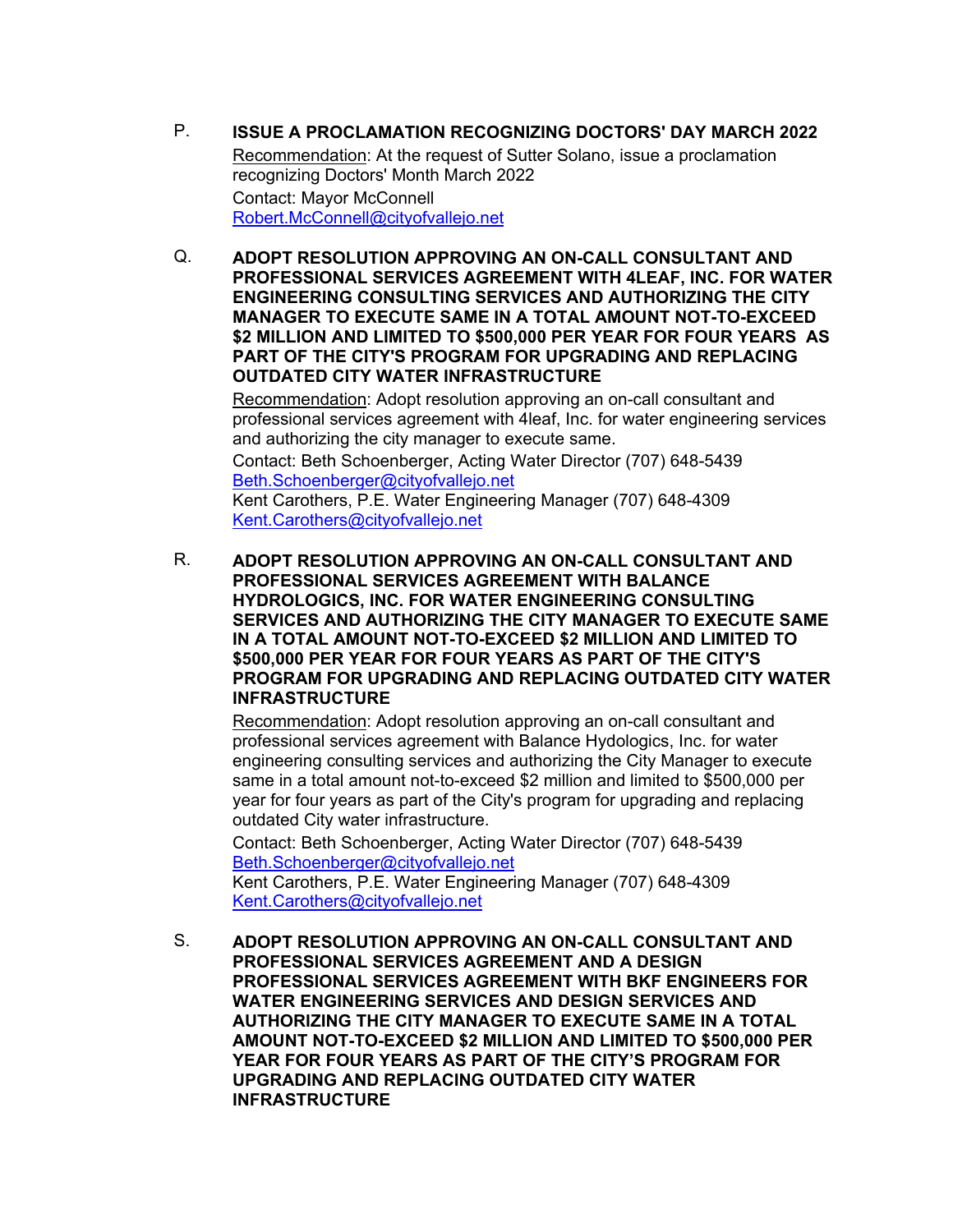P. **ISSUE A PROCLAMATION RECOGNIZING DOCTORS' DAY MARCH 2022**

Recommendation: At the request of Sutter Solano, issue a proclamation recognizing Doctors' Month March 2022

Contact: Mayor McConnell
Robert.McConnell@cityofvallejo.net

Q. **ADOPT RESOLUTION APPROVING AN ON-CALL CONSULTANT AND PROFESSIONAL SERVICES AGREEMENT WITH 4LEAF, INC. FOR WATER ENGINEERING CONSULTING SERVICES AND AUTHORIZING THE CITY MANAGER TO EXECUTE SAME IN A TOTAL AMOUNT NOT-TO-EXCEED $2 MILLION AND LIMITED TO $500,000 PER YEAR FOR FOUR YEARS AS PART OF THE CITY'S PROGRAM FOR UPGRADING AND REPLACING OUTDATED CITY WATER INFRASTRUCTURE**

Recommendation: Adopt resolution approving an on-call consultant and professional services agreement with 4leaf, Inc. for water engineering services and authorizing the city manager to execute same.

Contact: Beth Schoenberger, Acting Water Director (707) 648-5439
Beth.Schoenberger@cityofvallejo.net
Kent Carothers, P.E. Water Engineering Manager (707) 648-4309
Kent.Carothers@cityofvallejo.net

R. **ADOPT RESOLUTION APPROVING AN ON-CALL CONSULTANT AND PROFESSIONAL SERVICES AGREEMENT WITH BALANCE HYDROLOGICS, INC. FOR WATER ENGINEERING CONSULTING SERVICES AND AUTHORIZING THE CITY MANAGER TO EXECUTE SAME IN A TOTAL AMOUNT NOT-TO-EXCEED $2 MILLION AND LIMITED TO $500,000 PER YEAR FOR FOUR YEARS AS PART OF THE CITY'S PROGRAM FOR UPGRADING AND REPLACING OUTDATED CITY WATER INFRASTRUCTURE**

Recommendation: Adopt resolution approving an on-call consultant and professional services agreement with Balance Hydologics, Inc. for water engineering consulting services and authorizing the City Manager to execute same in a total amount not-to-exceed $2 million and limited to $500,000 per year for four years as part of the City's program for upgrading and replacing outdated City water infrastructure.

Contact: Beth Schoenberger, Acting Water Director (707) 648-5439
Beth.Schoenberger@cityofvallejo.net
Kent Carothers, P.E. Water Engineering Manager (707) 648-4309
Kent.Carothers@cityofvallejo.net

S. **ADOPT RESOLUTION APPROVING AN ON-CALL CONSULTANT AND PROFESSIONAL SERVICES AGREEMENT AND A DESIGN PROFESSIONAL SERVICES AGREEMENT WITH BKF ENGINEERS FOR WATER ENGINEERING SERVICES AND DESIGN SERVICES AND AUTHORIZING THE CITY MANAGER TO EXECUTE SAME IN A TOTAL AMOUNT NOT-TO-EXCEED $2 MILLION AND LIMITED TO $500,000 PER YEAR FOR FOUR YEARS AS PART OF THE CITY'S PROGRAM FOR UPGRADING AND REPLACING OUTDATED CITY WATER INFRASTRUCTURE**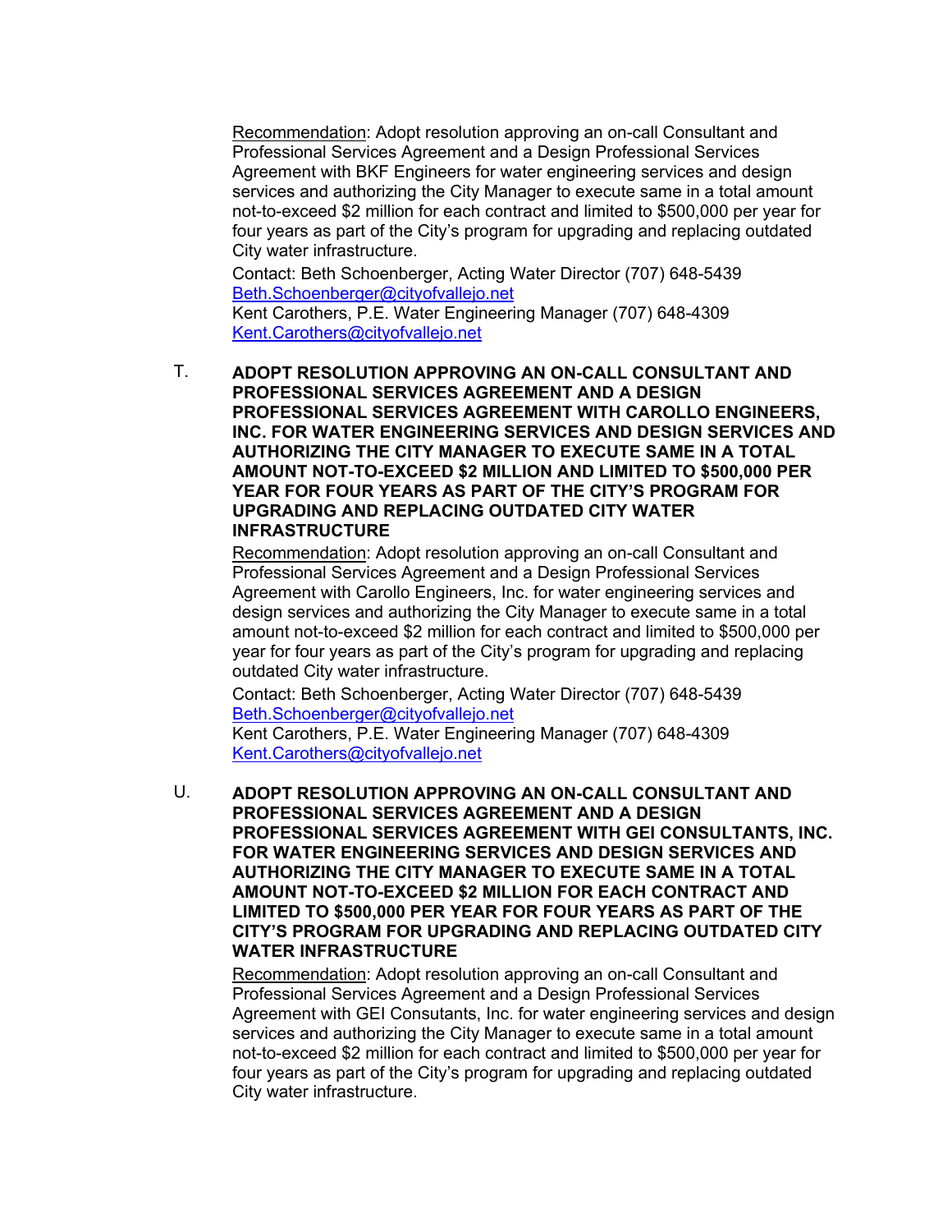Recommendation: Adopt resolution approving an on-call Consultant and Professional Services Agreement and a Design Professional Services Agreement with BKF Engineers for water engineering services and design services and authorizing the City Manager to execute same in a total amount not-to-exceed $2 million for each contract and limited to $500,000 per year for four years as part of the City's program for upgrading and replacing outdated City water infrastructure.

Contact: Beth Schoenberger, Acting Water Director (707) 648-5439
Beth.Schoenberger@cityofvallejo.net
Kent Carothers, P.E. Water Engineering Manager (707) 648-4309
Kent.Carothers@cityofvallejo.net

T. **ADOPT RESOLUTION APPROVING AN ON-CALL CONSULTANT AND PROFESSIONAL SERVICES AGREEMENT AND A DESIGN PROFESSIONAL SERVICES AGREEMENT WITH CAROLLO ENGINEERS, INC. FOR WATER ENGINEERING SERVICES AND DESIGN SERVICES AND AUTHORIZING THE CITY MANAGER TO EXECUTE SAME IN A TOTAL AMOUNT NOT-TO-EXCEED $2 MILLION AND LIMITED TO $500,000 PER YEAR FOR FOUR YEARS AS PART OF THE CITY'S PROGRAM FOR UPGRADING AND REPLACING OUTDATED CITY WATER INFRASTRUCTURE**

Recommendation: Adopt resolution approving an on-call Consultant and Professional Services Agreement and a Design Professional Services Agreement with Carollo Engineers, Inc. for water engineering services and design services and authorizing the City Manager to execute same in a total amount not-to-exceed $2 million for each contract and limited to $500,000 per year for four years as part of the City's program for upgrading and replacing outdated City water infrastructure.

Contact: Beth Schoenberger, Acting Water Director (707) 648-5439
Beth.Schoenberger@cityofvallejo.net
Kent Carothers, P.E. Water Engineering Manager (707) 648-4309
Kent.Carothers@cityofvallejo.net

U. **ADOPT RESOLUTION APPROVING AN ON-CALL CONSULTANT AND PROFESSIONAL SERVICES AGREEMENT AND A DESIGN PROFESSIONAL SERVICES AGREEMENT WITH GEI CONSULTANTS, INC. FOR WATER ENGINEERING SERVICES AND DESIGN SERVICES AND AUTHORIZING THE CITY MANAGER TO EXECUTE SAME IN A TOTAL AMOUNT NOT-TO-EXCEED $2 MILLION FOR EACH CONTRACT AND LIMITED TO $500,000 PER YEAR FOR FOUR YEARS AS PART OF THE CITY'S PROGRAM FOR UPGRADING AND REPLACING OUTDATED CITY WATER INFRASTRUCTURE**

Recommendation: Adopt resolution approving an on-call Consultant and Professional Services Agreement and a Design Professional Services Agreement with GEI Consutants, Inc. for water engineering services and design services and authorizing the City Manager to execute same in a total amount not-to-exceed $2 million for each contract and limited to $500,000 per year for four years as part of the City's program for upgrading and replacing outdated City water infrastructure.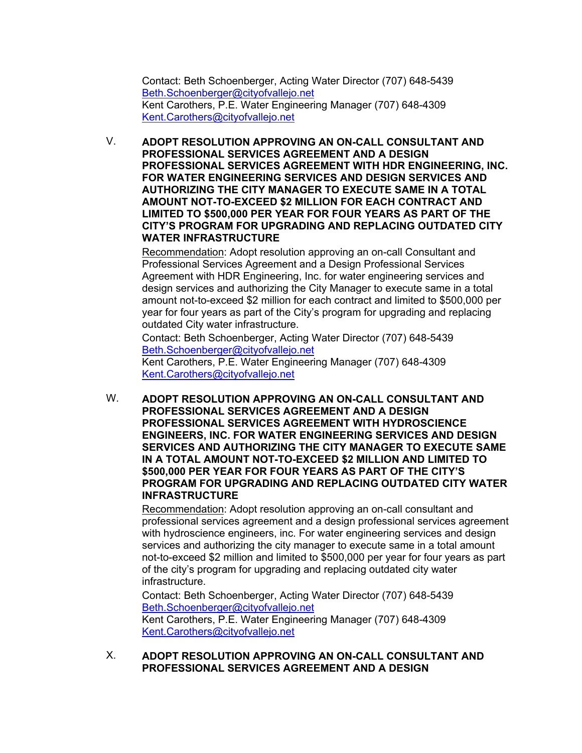Contact: Beth Schoenberger, Acting Water Director (707) 648-5439
Beth.Schoenberger@cityofvallejo.net
Kent Carothers, P.E. Water Engineering Manager (707) 648-4309
Kent.Carothers@cityofvallejo.net

V. **ADOPT RESOLUTION APPROVING AN ON-CALL CONSULTANT AND PROFESSIONAL SERVICES AGREEMENT AND A DESIGN PROFESSIONAL SERVICES AGREEMENT WITH HDR ENGINEERING, INC. FOR WATER ENGINEERING SERVICES AND DESIGN SERVICES AND AUTHORIZING THE CITY MANAGER TO EXECUTE SAME IN A TOTAL AMOUNT NOT-TO-EXCEED $2 MILLION FOR EACH CONTRACT AND LIMITED TO $500,000 PER YEAR FOR FOUR YEARS AS PART OF THE CITY'S PROGRAM FOR UPGRADING AND REPLACING OUTDATED CITY WATER INFRASTRUCTURE**

Recommendation: Adopt resolution approving an on-call Consultant and Professional Services Agreement and a Design Professional Services Agreement with HDR Engineering, Inc. for water engineering services and design services and authorizing the City Manager to execute same in a total amount not-to-exceed $2 million for each contract and limited to $500,000 per year for four years as part of the City's program for upgrading and replacing outdated City water infrastructure.

Contact: Beth Schoenberger, Acting Water Director (707) 648-5439
Beth.Schoenberger@cityofvallejo.net
Kent Carothers, P.E. Water Engineering Manager (707) 648-4309
Kent.Carothers@cityofvallejo.net

W. **ADOPT RESOLUTION APPROVING AN ON-CALL CONSULTANT AND PROFESSIONAL SERVICES AGREEMENT AND A DESIGN PROFESSIONAL SERVICES AGREEMENT WITH HYDROSCIENCE ENGINEERS, INC. FOR WATER ENGINEERING SERVICES AND DESIGN SERVICES AND AUTHORIZING THE CITY MANAGER TO EXECUTE SAME IN A TOTAL AMOUNT NOT-TO-EXCEED $2 MILLION AND LIMITED TO $500,000 PER YEAR FOR FOUR YEARS AS PART OF THE CITY'S PROGRAM FOR UPGRADING AND REPLACING OUTDATED CITY WATER INFRASTRUCTURE**

Recommendation: Adopt resolution approving an on-call consultant and professional services agreement and a design professional services agreement with hydroscience engineers, inc. For water engineering services and design services and authorizing the city manager to execute same in a total amount not-to-exceed $2 million and limited to $500,000 per year for four years as part of the city's program for upgrading and replacing outdated city water infrastructure.

Contact: Beth Schoenberger, Acting Water Director (707) 648-5439
Beth.Schoenberger@cityofvallejo.net
Kent Carothers, P.E. Water Engineering Manager (707) 648-4309
Kent.Carothers@cityofvallejo.net

X. **ADOPT RESOLUTION APPROVING AN ON-CALL CONSULTANT AND PROFESSIONAL SERVICES AGREEMENT AND A DESIGN**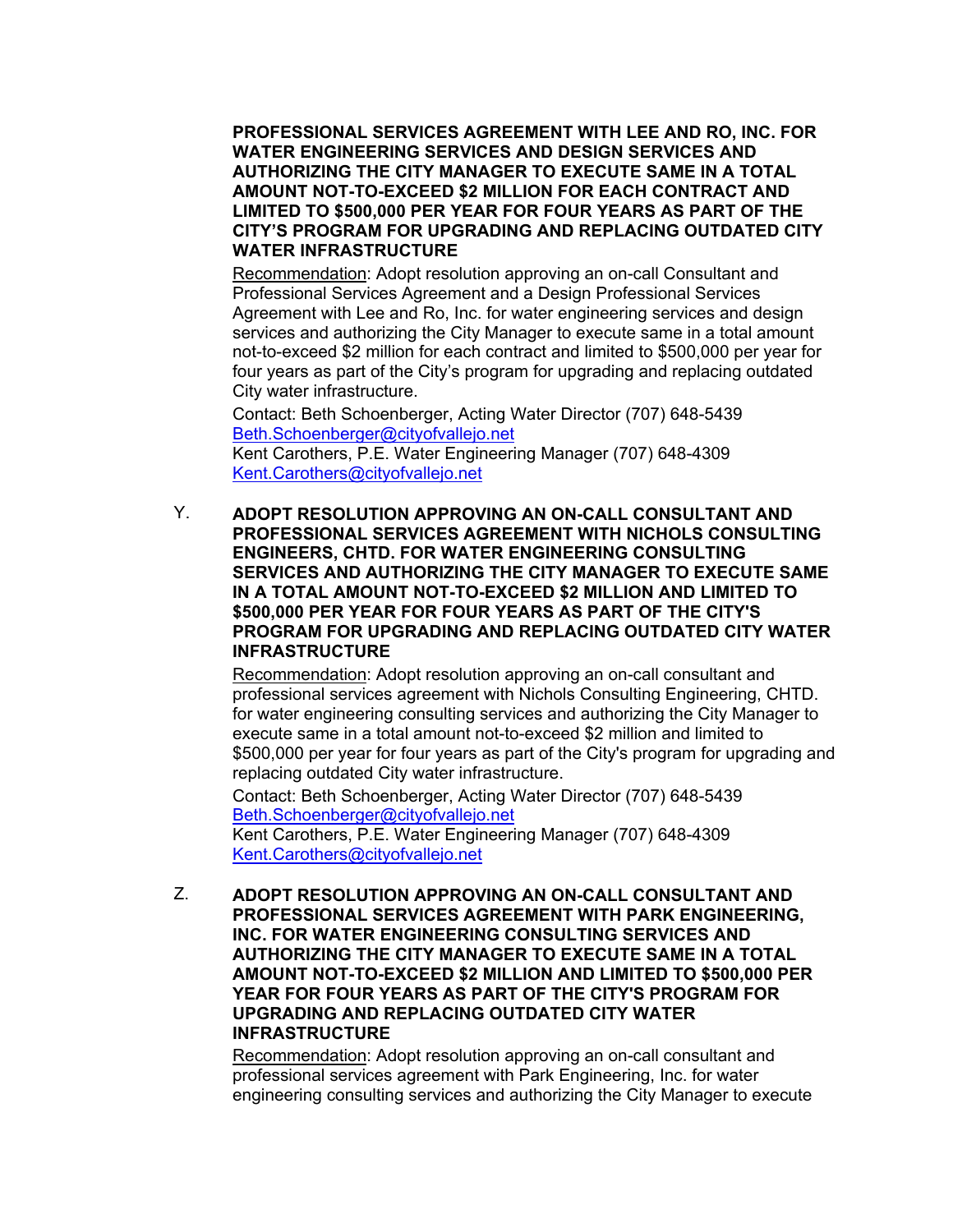**PROFESSIONAL SERVICES AGREEMENT WITH LEE AND RO, INC. FOR WATER ENGINEERING SERVICES AND DESIGN SERVICES AND AUTHORIZING THE CITY MANAGER TO EXECUTE SAME IN A TOTAL AMOUNT NOT-TO-EXCEED $2 MILLION FOR EACH CONTRACT AND LIMITED TO $500,000 PER YEAR FOR FOUR YEARS AS PART OF THE CITY'S PROGRAM FOR UPGRADING AND REPLACING OUTDATED CITY WATER INFRASTRUCTURE**

Recommendation: Adopt resolution approving an on-call Consultant and Professional Services Agreement and a Design Professional Services Agreement with Lee and Ro, Inc. for water engineering services and design services and authorizing the City Manager to execute same in a total amount not-to-exceed $2 million for each contract and limited to $500,000 per year for four years as part of the City's program for upgrading and replacing outdated City water infrastructure.

Contact: Beth Schoenberger, Acting Water Director (707) 648-5439
Beth.Schoenberger@cityofvallejo.net
Kent Carothers, P.E. Water Engineering Manager (707) 648-4309
Kent.Carothers@cityofvallejo.net

Y. **ADOPT RESOLUTION APPROVING AN ON-CALL CONSULTANT AND PROFESSIONAL SERVICES AGREEMENT WITH NICHOLS CONSULTING ENGINEERS, CHTD. FOR WATER ENGINEERING CONSULTING SERVICES AND AUTHORIZING THE CITY MANAGER TO EXECUTE SAME IN A TOTAL AMOUNT NOT-TO-EXCEED $2 MILLION AND LIMITED TO $500,000 PER YEAR FOR FOUR YEARS AS PART OF THE CITY'S PROGRAM FOR UPGRADING AND REPLACING OUTDATED CITY WATER INFRASTRUCTURE**

Recommendation: Adopt resolution approving an on-call consultant and professional services agreement with Nichols Consulting Engineering, CHTD. for water engineering consulting services and authorizing the City Manager to execute same in a total amount not-to-exceed $2 million and limited to $500,000 per year for four years as part of the City's program for upgrading and replacing outdated City water infrastructure.

Contact: Beth Schoenberger, Acting Water Director (707) 648-5439
Beth.Schoenberger@cityofvallejo.net
Kent Carothers, P.E. Water Engineering Manager (707) 648-4309
Kent.Carothers@cityofvallejo.net

Z. **ADOPT RESOLUTION APPROVING AN ON-CALL CONSULTANT AND PROFESSIONAL SERVICES AGREEMENT WITH PARK ENGINEERING, INC. FOR WATER ENGINEERING CONSULTING SERVICES AND AUTHORIZING THE CITY MANAGER TO EXECUTE SAME IN A TOTAL AMOUNT NOT-TO-EXCEED $2 MILLION AND LIMITED TO $500,000 PER YEAR FOR FOUR YEARS AS PART OF THE CITY'S PROGRAM FOR UPGRADING AND REPLACING OUTDATED CITY WATER INFRASTRUCTURE**

Recommendation: Adopt resolution approving an on-call consultant and professional services agreement with Park Engineering, Inc. for water engineering consulting services and authorizing the City Manager to execute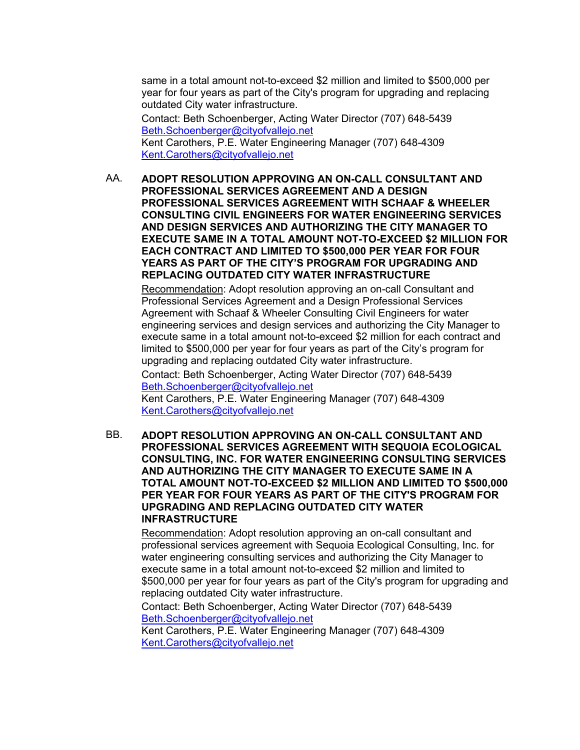same in a total amount not-to-exceed $2 million and limited to $500,000 per year for four years as part of the City's program for upgrading and replacing outdated City water infrastructure.

Contact: Beth Schoenberger, Acting Water Director (707) 648-5439
Beth.Schoenberger@cityofvallejo.net
Kent Carothers, P.E. Water Engineering Manager (707) 648-4309
Kent.Carothers@cityofvallejo.net

AA. **ADOPT RESOLUTION APPROVING AN ON-CALL CONSULTANT AND PROFESSIONAL SERVICES AGREEMENT AND A DESIGN PROFESSIONAL SERVICES AGREEMENT WITH SCHAAF & WHEELER CONSULTING CIVIL ENGINEERS FOR WATER ENGINEERING SERVICES AND DESIGN SERVICES AND AUTHORIZING THE CITY MANAGER TO EXECUTE SAME IN A TOTAL AMOUNT NOT-TO-EXCEED $2 MILLION FOR EACH CONTRACT AND LIMITED TO $500,000 PER YEAR FOR FOUR YEARS AS PART OF THE CITY'S PROGRAM FOR UPGRADING AND REPLACING OUTDATED CITY WATER INFRASTRUCTURE**

Recommendation: Adopt resolution approving an on-call Consultant and Professional Services Agreement and a Design Professional Services Agreement with Schaaf & Wheeler Consulting Civil Engineers for water engineering services and design services and authorizing the City Manager to execute same in a total amount not-to-exceed $2 million for each contract and limited to $500,000 per year for four years as part of the City's program for upgrading and replacing outdated City water infrastructure.

Contact: Beth Schoenberger, Acting Water Director (707) 648-5439
Beth.Schoenberger@cityofvallejo.net
Kent Carothers, P.E. Water Engineering Manager (707) 648-4309
Kent.Carothers@cityofvallejo.net

BB. **ADOPT RESOLUTION APPROVING AN ON-CALL CONSULTANT AND PROFESSIONAL SERVICES AGREEMENT WITH SEQUOIA ECOLOGICAL CONSULTING, INC. FOR WATER ENGINEERING CONSULTING SERVICES AND AUTHORIZING THE CITY MANAGER TO EXECUTE SAME IN A TOTAL AMOUNT NOT-TO-EXCEED $2 MILLION AND LIMITED TO $500,000 PER YEAR FOR FOUR YEARS AS PART OF THE CITY'S PROGRAM FOR UPGRADING AND REPLACING OUTDATED CITY WATER INFRASTRUCTURE**

Recommendation: Adopt resolution approving an on-call consultant and professional services agreement with Sequoia Ecological Consulting, Inc. for water engineering consulting services and authorizing the City Manager to execute same in a total amount not-to-exceed $2 million and limited to $500,000 per year for four years as part of the City's program for upgrading and replacing outdated City water infrastructure.

Contact: Beth Schoenberger, Acting Water Director (707) 648-5439
Beth.Schoenberger@cityofvallejo.net
Kent Carothers, P.E. Water Engineering Manager (707) 648-4309
Kent.Carothers@cityofvallejo.net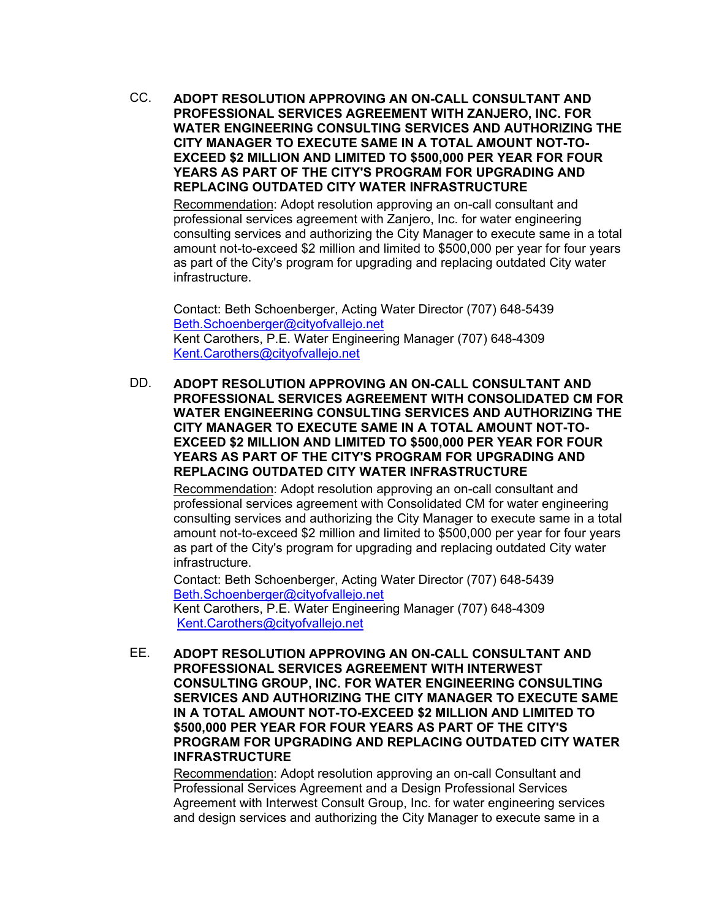CC. **ADOPT RESOLUTION APPROVING AN ON-CALL CONSULTANT AND PROFESSIONAL SERVICES AGREEMENT WITH ZANJERO, INC. FOR WATER ENGINEERING CONSULTING SERVICES AND AUTHORIZING THE CITY MANAGER TO EXECUTE SAME IN A TOTAL AMOUNT NOT-TO-EXCEED $2 MILLION AND LIMITED TO $500,000 PER YEAR FOR FOUR YEARS AS PART OF THE CITY'S PROGRAM FOR UPGRADING AND REPLACING OUTDATED CITY WATER INFRASTRUCTURE**

Recommendation: Adopt resolution approving an on-call consultant and professional services agreement with Zanjero, Inc. for water engineering consulting services and authorizing the City Manager to execute same in a total amount not-to-exceed $2 million and limited to $500,000 per year for four years as part of the City's program for upgrading and replacing outdated City water infrastructure.

Contact: Beth Schoenberger, Acting Water Director (707) 648-5439
Beth.Schoenberger@cityofvallejo.net
Kent Carothers, P.E. Water Engineering Manager (707) 648-4309
Kent.Carothers@cityofvallejo.net

DD. **ADOPT RESOLUTION APPROVING AN ON-CALL CONSULTANT AND PROFESSIONAL SERVICES AGREEMENT WITH CONSOLIDATED CM FOR WATER ENGINEERING CONSULTING SERVICES AND AUTHORIZING THE CITY MANAGER TO EXECUTE SAME IN A TOTAL AMOUNT NOT-TO-EXCEED $2 MILLION AND LIMITED TO $500,000 PER YEAR FOR FOUR YEARS AS PART OF THE CITY'S PROGRAM FOR UPGRADING AND REPLACING OUTDATED CITY WATER INFRASTRUCTURE**

Recommendation: Adopt resolution approving an on-call consultant and professional services agreement with Consolidated CM for water engineering consulting services and authorizing the City Manager to execute same in a total amount not-to-exceed $2 million and limited to $500,000 per year for four years as part of the City's program for upgrading and replacing outdated City water infrastructure.

Contact: Beth Schoenberger, Acting Water Director (707) 648-5439
Beth.Schoenberger@cityofvallejo.net
Kent Carothers, P.E. Water Engineering Manager (707) 648-4309
Kent.Carothers@cityofvallejo.net

EE. **ADOPT RESOLUTION APPROVING AN ON-CALL CONSULTANT AND PROFESSIONAL SERVICES AGREEMENT WITH INTERWEST CONSULTING GROUP, INC. FOR WATER ENGINEERING CONSULTING SERVICES AND AUTHORIZING THE CITY MANAGER TO EXECUTE SAME IN A TOTAL AMOUNT NOT-TO-EXCEED $2 MILLION AND LIMITED TO $500,000 PER YEAR FOR FOUR YEARS AS PART OF THE CITY'S PROGRAM FOR UPGRADING AND REPLACING OUTDATED CITY WATER INFRASTRUCTURE**

Recommendation: Adopt resolution approving an on-call Consultant and Professional Services Agreement and a Design Professional Services Agreement with Interwest Consult Group, Inc. for water engineering services and design services and authorizing the City Manager to execute same in a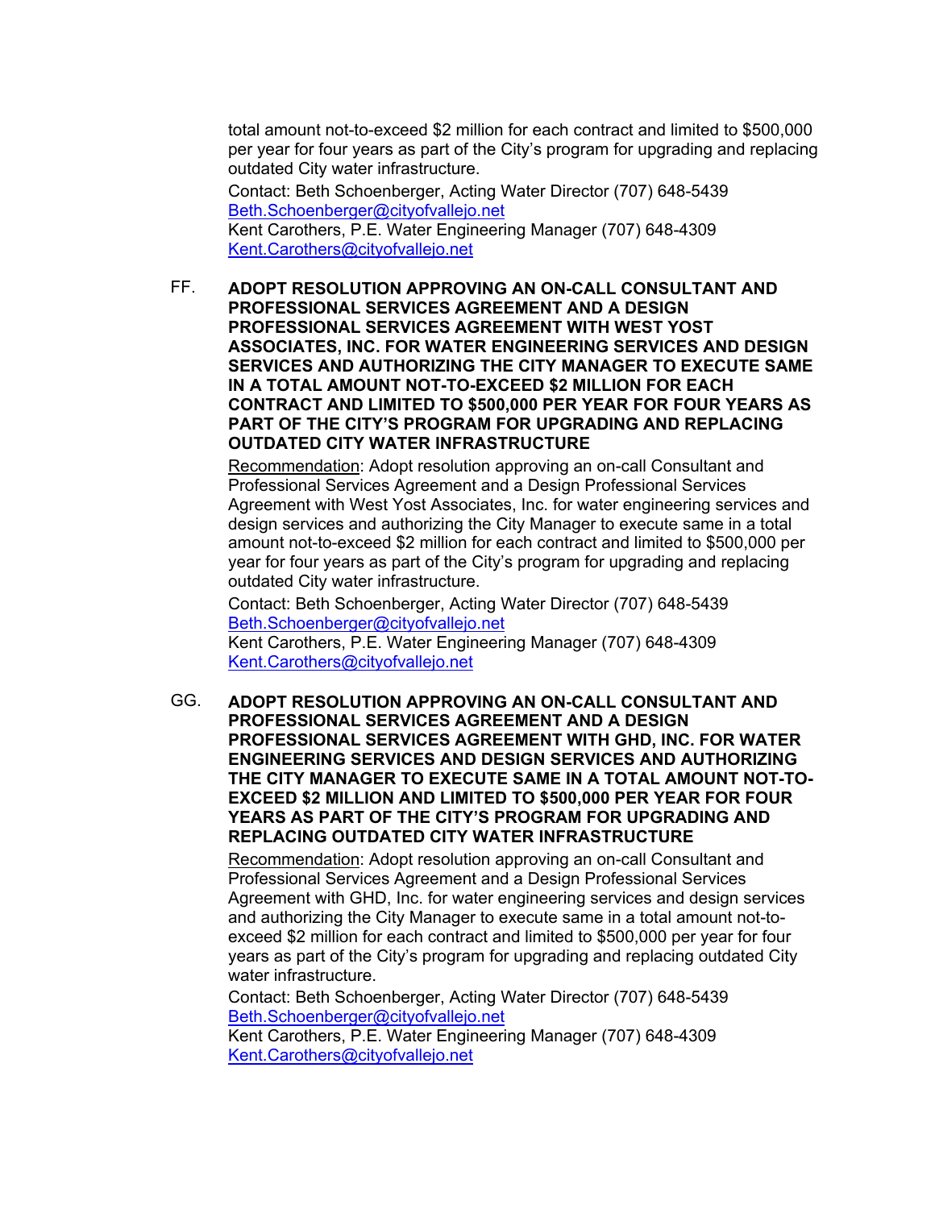total amount not-to-exceed $2 million for each contract and limited to $500,000 per year for four years as part of the City's program for upgrading and replacing outdated City water infrastructure.

Contact: Beth Schoenberger, Acting Water Director (707) 648-5439
Beth.Schoenberger@cityofvallejo.net
Kent Carothers, P.E. Water Engineering Manager (707) 648-4309
Kent.Carothers@cityofvallejo.net

FF. **ADOPT RESOLUTION APPROVING AN ON-CALL CONSULTANT AND PROFESSIONAL SERVICES AGREEMENT AND A DESIGN PROFESSIONAL SERVICES AGREEMENT WITH WEST YOST ASSOCIATES, INC. FOR WATER ENGINEERING SERVICES AND DESIGN SERVICES AND AUTHORIZING THE CITY MANAGER TO EXECUTE SAME IN A TOTAL AMOUNT NOT-TO-EXCEED $2 MILLION FOR EACH CONTRACT AND LIMITED TO $500,000 PER YEAR FOR FOUR YEARS AS PART OF THE CITY'S PROGRAM FOR UPGRADING AND REPLACING OUTDATED CITY WATER INFRASTRUCTURE**

Recommendation: Adopt resolution approving an on-call Consultant and Professional Services Agreement and a Design Professional Services Agreement with West Yost Associates, Inc. for water engineering services and design services and authorizing the City Manager to execute same in a total amount not-to-exceed $2 million for each contract and limited to $500,000 per year for four years as part of the City's program for upgrading and replacing outdated City water infrastructure.

Contact: Beth Schoenberger, Acting Water Director (707) 648-5439
Beth.Schoenberger@cityofvallejo.net
Kent Carothers, P.E. Water Engineering Manager (707) 648-4309
Kent.Carothers@cityofvallejo.net

GG. **ADOPT RESOLUTION APPROVING AN ON-CALL CONSULTANT AND PROFESSIONAL SERVICES AGREEMENT AND A DESIGN PROFESSIONAL SERVICES AGREEMENT WITH GHD, INC. FOR WATER ENGINEERING SERVICES AND DESIGN SERVICES AND AUTHORIZING THE CITY MANAGER TO EXECUTE SAME IN A TOTAL AMOUNT NOT-TO-EXCEED $2 MILLION AND LIMITED TO $500,000 PER YEAR FOR FOUR YEARS AS PART OF THE CITY'S PROGRAM FOR UPGRADING AND REPLACING OUTDATED CITY WATER INFRASTRUCTURE**

Recommendation: Adopt resolution approving an on-call Consultant and Professional Services Agreement and a Design Professional Services Agreement with GHD, Inc. for water engineering services and design services and authorizing the City Manager to execute same in a total amount not-to-exceed $2 million for each contract and limited to $500,000 per year for four years as part of the City's program for upgrading and replacing outdated City water infrastructure.

Contact: Beth Schoenberger, Acting Water Director (707) 648-5439
Beth.Schoenberger@cityofvallejo.net
Kent Carothers, P.E. Water Engineering Manager (707) 648-4309
Kent.Carothers@cityofvallejo.net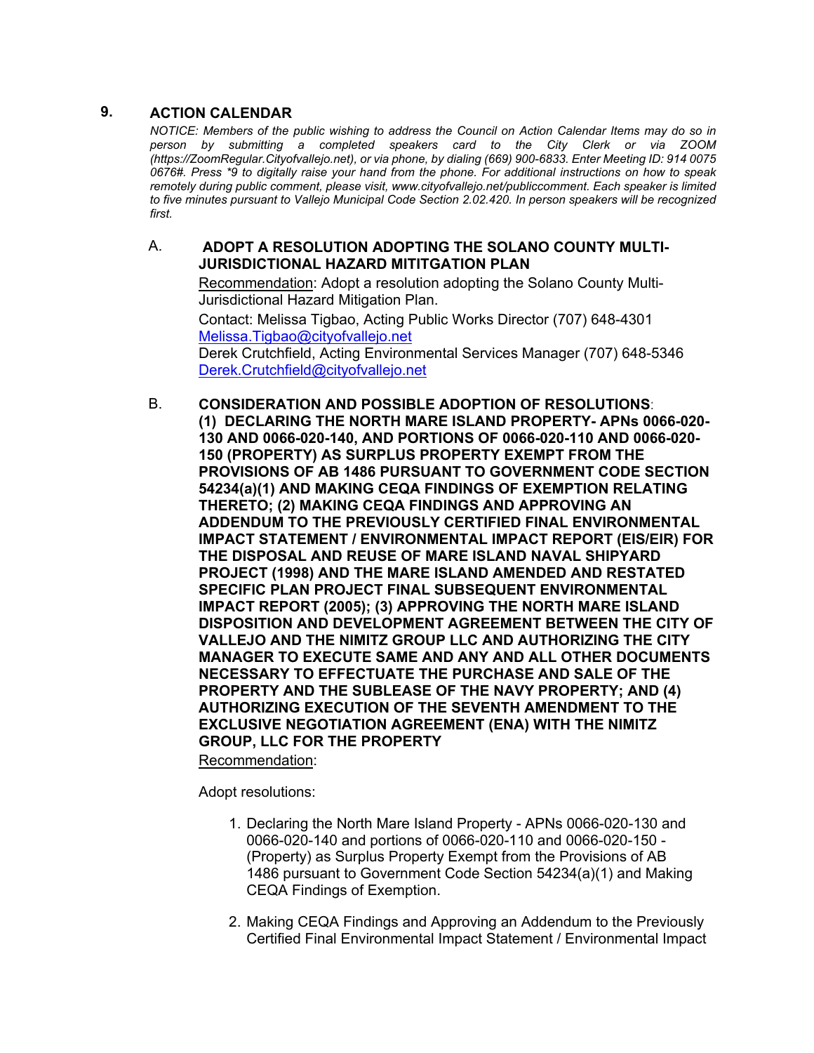## 9. ACTION CALENDAR

*NOTICE: Members of the public wishing to address the Council on Action Calendar Items may do so in person by submitting a completed speakers card to the City Clerk or via ZOOM (https://ZoomRegular.Cityofvallejo.net), or via phone, by dialing (669) 900-6833. Enter Meeting ID: 914 0075 0676#. Press *9 to digitally raise your hand from the phone. For additional instructions on how to speak remotely during public comment, please visit, www.cityofvallejo.net/publiccomment. Each speaker is limited to five minutes pursuant to Vallejo Municipal Code Section 2.02.420. In person speakers will be recognized first.*

### A. ADOPT A RESOLUTION ADOPTING THE SOLANO COUNTY MULTI-JURISDICTIONAL HAZARD MITITGATION PLAN

Recommendation: Adopt a resolution adopting the Solano County Multi-Jurisdictional Hazard Mitigation Plan.

Contact: Melissa Tigbao, Acting Public Works Director (707) 648-4301 Melissa.Tigbao@cityofvallejo.net

Derek Crutchfield, Acting Environmental Services Manager (707) 648-5346 Derek.Crutchfield@cityofvallejo.net

### B. CONSIDERATION AND POSSIBLE ADOPTION OF RESOLUTIONS: (1) DECLARING THE NORTH MARE ISLAND PROPERTY- APNs 0066-020-130 AND 0066-020-140, AND PORTIONS OF 0066-020-110 AND 0066-020-150 (PROPERTY) AS SURPLUS PROPERTY EXEMPT FROM THE PROVISIONS OF AB 1486 PURSUANT TO GOVERNMENT CODE SECTION 54234(a)(1) AND MAKING CEQA FINDINGS OF EXEMPTION RELATING THERETO; (2) MAKING CEQA FINDINGS AND APPROVING AN ADDENDUM TO THE PREVIOUSLY CERTIFIED FINAL ENVIRONMENTAL IMPACT STATEMENT / ENVIRONMENTAL IMPACT REPORT (EIS/EIR) FOR THE DISPOSAL AND REUSE OF MARE ISLAND NAVAL SHIPYARD PROJECT (1998) AND THE MARE ISLAND AMENDED AND RESTATED SPECIFIC PLAN PROJECT FINAL SUBSEQUENT ENVIRONMENTAL IMPACT REPORT (2005); (3) APPROVING THE NORTH MARE ISLAND DISPOSITION AND DEVELOPMENT AGREEMENT BETWEEN THE CITY OF VALLEJO AND THE NIMITZ GROUP LLC AND AUTHORIZING THE CITY MANAGER TO EXECUTE SAME AND ANY AND ALL OTHER DOCUMENTS NECESSARY TO EFFECTUATE THE PURCHASE AND SALE OF THE PROPERTY AND THE SUBLEASE OF THE NAVY PROPERTY; AND (4) AUTHORIZING EXECUTION OF THE SEVENTH AMENDMENT TO THE EXCLUSIVE NEGOTIATION AGREEMENT (ENA) WITH THE NIMITZ GROUP, LLC FOR THE PROPERTY

Recommendation:

Adopt resolutions:

1. Declaring the North Mare Island Property - APNs 0066-020-130 and 0066-020-140 and portions of 0066-020-110 and 0066-020-150 - (Property) as Surplus Property Exempt from the Provisions of AB 1486 pursuant to Government Code Section 54234(a)(1) and Making CEQA Findings of Exemption.
2. Making CEQA Findings and Approving an Addendum to the Previously Certified Final Environmental Impact Statement / Environmental Impact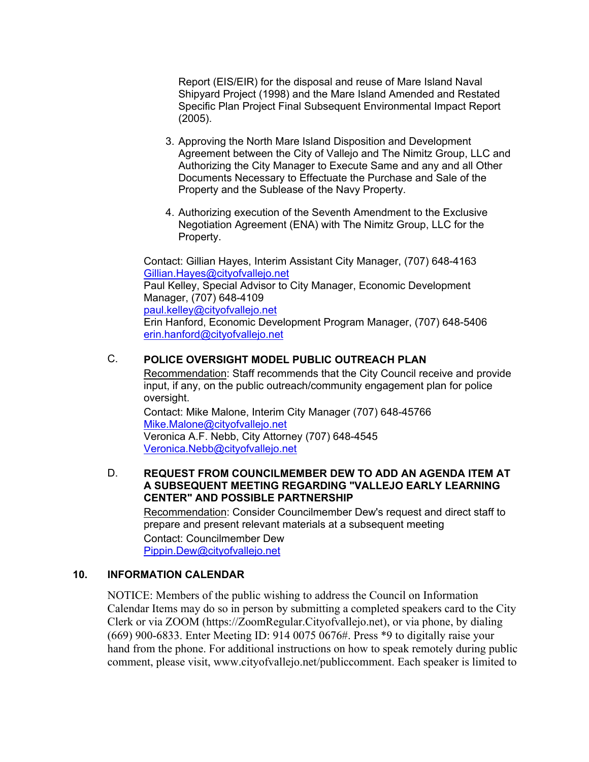Report (EIS/EIR) for the disposal and reuse of Mare Island Naval Shipyard Project (1998) and the Mare Island Amended and Restated Specific Plan Project Final Subsequent Environmental Impact Report (2005).

3. Approving the North Mare Island Disposition and Development Agreement between the City of Vallejo and The Nimitz Group, LLC and Authorizing the City Manager to Execute Same and any and all Other Documents Necessary to Effectuate the Purchase and Sale of the Property and the Sublease of the Navy Property.

4. Authorizing execution of the Seventh Amendment to the Exclusive Negotiation Agreement (ENA) with The Nimitz Group, LLC for the Property.

Contact: Gillian Hayes, Interim Assistant City Manager, (707) 648-4163
Gillian.Hayes@cityofvallejo.net
Paul Kelley, Special Advisor to City Manager, Economic Development Manager, (707) 648-4109
paul.kelley@cityofvallejo.net
Erin Hanford, Economic Development Program Manager, (707) 648-5406
erin.hanford@cityofvallejo.net

C. **POLICE OVERSIGHT MODEL PUBLIC OUTREACH PLAN**

Recommendation: Staff recommends that the City Council receive and provide input, if any, on the public outreach/community engagement plan for police oversight.
Contact: Mike Malone, Interim City Manager (707) 648-45766
Mike.Malone@cityofvallejo.net
Veronica A.F. Nebb, City Attorney (707) 648-4545
Veronica.Nebb@cityofvallejo.net

D. **REQUEST FROM COUNCILMEMBER DEW TO ADD AN AGENDA ITEM AT A SUBSEQUENT MEETING REGARDING "VALLEJO EARLY LEARNING CENTER" AND POSSIBLE PARTNERSHIP**

Recommendation: Consider Councilmember Dew's request and direct staff to prepare and present relevant materials at a subsequent meeting
Contact: Councilmember Dew
Pippin.Dew@cityofvallejo.net

## 10. INFORMATION CALENDAR

NOTICE: Members of the public wishing to address the Council on Information Calendar Items may do so in person by submitting a completed speakers card to the City Clerk or via ZOOM (https://ZoomRegular.Cityofvallejo.net), or via phone, by dialing (669) 900-6833. Enter Meeting ID: 914 0075 0676#. Press *9 to digitally raise your hand from the phone. For additional instructions on how to speak remotely during public comment, please visit, www.cityofvallejo.net/publiccomment. Each speaker is limited to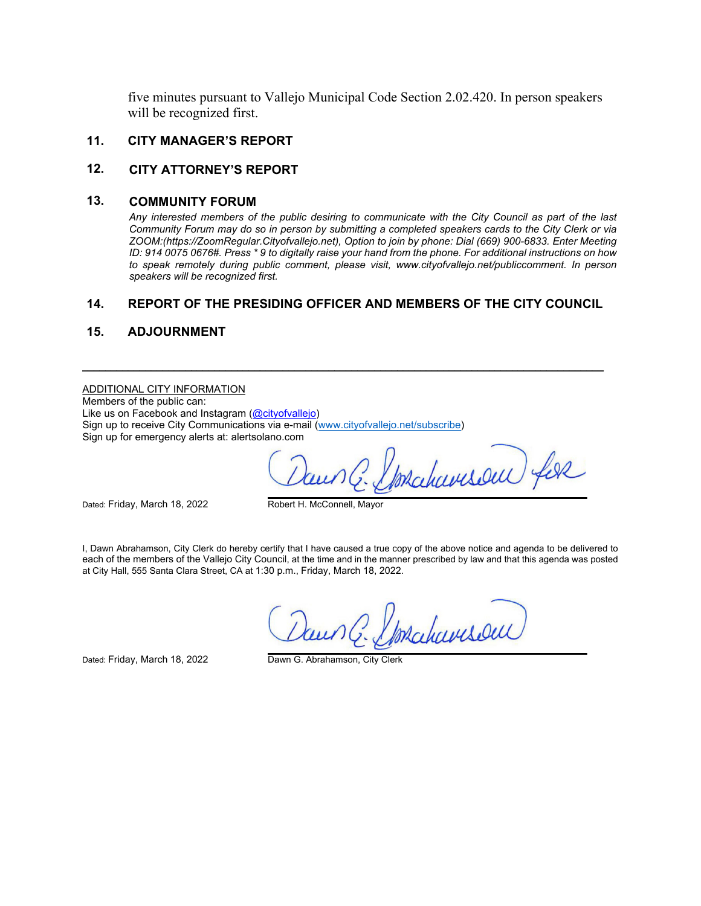five minutes pursuant to Vallejo Municipal Code Section 2.02.420. In person speakers will be recognized first.

## 11. CITY MANAGER'S REPORT

## 12. CITY ATTORNEY'S REPORT

## 13. COMMUNITY FORUM

*Any interested members of the public desiring to communicate with the City Council as part of the last Community Forum may do so in person by submitting a completed speakers cards to the City Clerk or via ZOOM:(https://ZoomRegular.Cityofvallejo.net), Option to join by phone: Dial (669) 900-6833. Enter Meeting ID: 914 0075 0676#. Press * 9 to digitally raise your hand from the phone. For additional instructions on how to speak remotely during public comment, please visit, www.cityofvallejo.net/publiccomment. In person speakers will be recognized first.*

## 14. REPORT OF THE PRESIDING OFFICER AND MEMBERS OF THE CITY COUNCIL

## 15. ADJOURNMENT

---

ADDITIONAL CITY INFORMATION

Members of the public can:
Like us on Facebook and Instagram (@cityofvallejo)
Sign up to receive City Communications via e-mail (www.cityofvallejo.net/subscribe)
Sign up for emergency alerts at: alertsolano.com

Dawn G. Abrahamson for

Dated: Friday, March 18, 2022 Robert H. McConnell, Mayor

I, Dawn Abrahamson, City Clerk do hereby certify that I have caused a true copy of the above notice and agenda to be delivered to each of the members of the Vallejo City Council, at the time and in the manner prescribed by law and that this agenda was posted at City Hall, 555 Santa Clara Street, CA at 1:30 p.m., Friday, March 18, 2022.

Dawn G. Abrahamson

Dated: Friday, March 18, 2022 Dawn G. Abrahamson, City Clerk